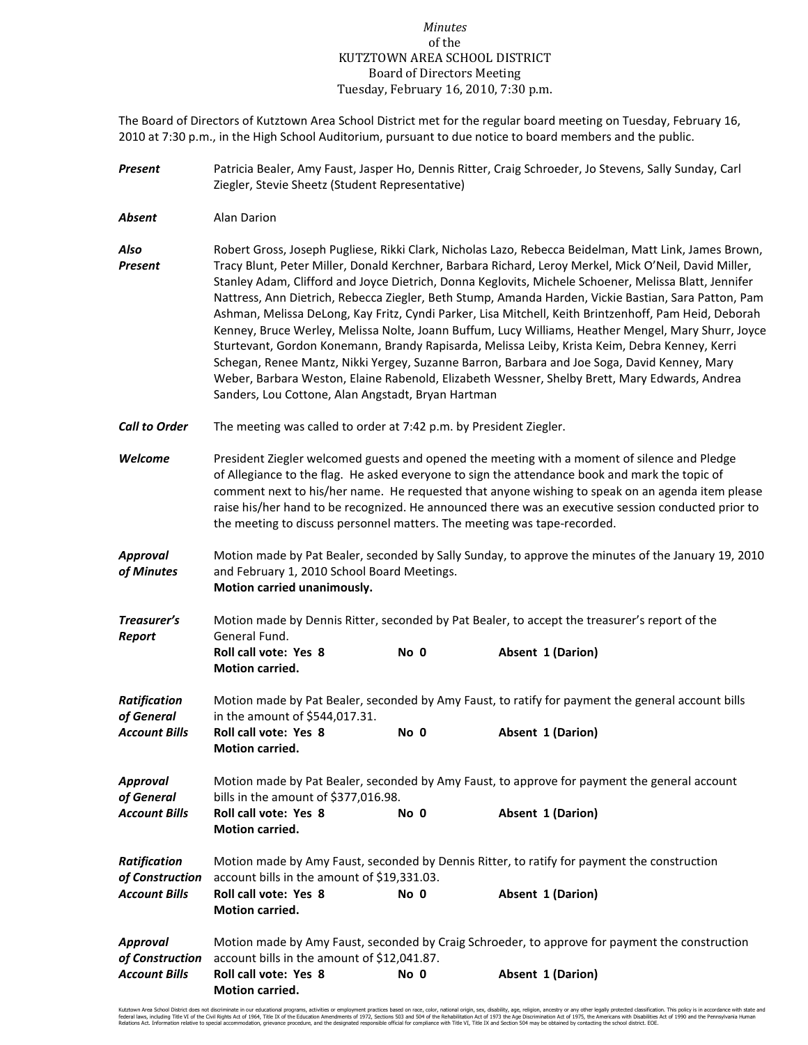*Minutes*
of the
KUTZTOWN AREA SCHOOL DISTRICT
Board of Directors Meeting
Tuesday, February 16, 2010, 7:30 p.m.

The Board of Directors of Kutztown Area School District met for the regular board meeting on Tuesday, February 16, 2010 at 7:30 p.m., in the High School Auditorium, pursuant to due notice to board members and the public.

***Present*** Patricia Bealer, Amy Faust, Jasper Ho, Dennis Ritter, Craig Schroeder, Jo Stevens, Sally Sunday, Carl Ziegler, Stevie Sheetz (Student Representative)

***Absent*** Alan Darion

***Also Present*** Robert Gross, Joseph Pugliese, Rikki Clark, Nicholas Lazo, Rebecca Beidelman, Matt Link, James Brown, Tracy Blunt, Peter Miller, Donald Kerchner, Barbara Richard, Leroy Merkel, Mick O'Neil, David Miller, Stanley Adam, Clifford and Joyce Dietrich, Donna Keglovits, Michele Schoener, Melissa Blatt, Jennifer Nattress, Ann Dietrich, Rebecca Ziegler, Beth Stump, Amanda Harden, Vickie Bastian, Sara Patton, Pam Ashman, Melissa DeLong, Kay Fritz, Cyndi Parker, Lisa Mitchell, Keith Brintzenhoff, Pam Heid, Deborah Kenney, Bruce Werley, Melissa Nolte, Joann Buffum, Lucy Williams, Heather Mengel, Mary Shurr, Joyce Sturtevant, Gordon Konemann, Brandy Rapisarda, Melissa Leiby, Krista Keim, Debra Kenney, Kerri Schegan, Renee Mantz, Nikki Yergey, Suzanne Barron, Barbara and Joe Soga, David Kenney, Mary Weber, Barbara Weston, Elaine Rabenold, Elizabeth Wessner, Shelby Brett, Mary Edwards, Andrea Sanders, Lou Cottone, Alan Angstadt, Bryan Hartman

***Call to Order*** The meeting was called to order at 7:42 p.m. by President Ziegler.

***Welcome*** President Ziegler welcomed guests and opened the meeting with a moment of silence and Pledge of Allegiance to the flag. He asked everyone to sign the attendance book and mark the topic of comment next to his/her name. He requested that anyone wishing to speak on an agenda item please raise his/her hand to be recognized. He announced there was an executive session conducted prior to the meeting to discuss personnel matters. The meeting was tape-recorded.

***Approval of Minutes*** Motion made by Pat Bealer, seconded by Sally Sunday, to approve the minutes of the January 19, 2010 and February 1, 2010 School Board Meetings.
**Motion carried unanimously.**

***Treasurer's Report*** Motion made by Dennis Ritter, seconded by Pat Bealer, to accept the treasurer's report of the General Fund.
**Roll call vote: Yes 8 No 0 Absent 1 (Darion)**
**Motion carried.**

***Ratification of General Account Bills*** Motion made by Pat Bealer, seconded by Amy Faust, to ratify for payment the general account bills in the amount of $544,017.31.
**Roll call vote: Yes 8 No 0 Absent 1 (Darion)**
**Motion carried.**

***Approval of General Account Bills*** Motion made by Pat Bealer, seconded by Amy Faust, to approve for payment the general account bills in the amount of $377,016.98.
**Roll call vote: Yes 8 No 0 Absent 1 (Darion)**
**Motion carried.**

***Ratification of Construction Account Bills*** Motion made by Amy Faust, seconded by Dennis Ritter, to ratify for payment the construction account bills in the amount of $19,331.03.
**Roll call vote: Yes 8 No 0 Absent 1 (Darion)**
**Motion carried.**

***Approval of Construction Account Bills*** Motion made by Amy Faust, seconded by Craig Schroeder, to approve for payment the construction account bills in the amount of $12,041.87.
**Roll call vote: Yes 8 No 0 Absent 1 (Darion)**
**Motion carried.**

Kutztown Area School District does not discriminate in our educational programs, activities or employment practices based on race, color, national origin, sex, disability, age, religion, ancestry or any other legally protected classification. This policy is in accordance with state and federal laws, including Title VI of the Civil Rights Act of 1964, Title IX of the Education Amendments of 1972, Sections 503 and 504 of the Rehabilitation Act of 1973 the Age Discrimination Act of 1975, the Americans with Disabilities Act of 1990 and the Pennsylvania Human Relations Act. Information relative to special accommodation, grievance procedure, and the designated responsible official for compliance with Title VI, Title IX and Section 504 may be obtained by contacting the school district. EOE.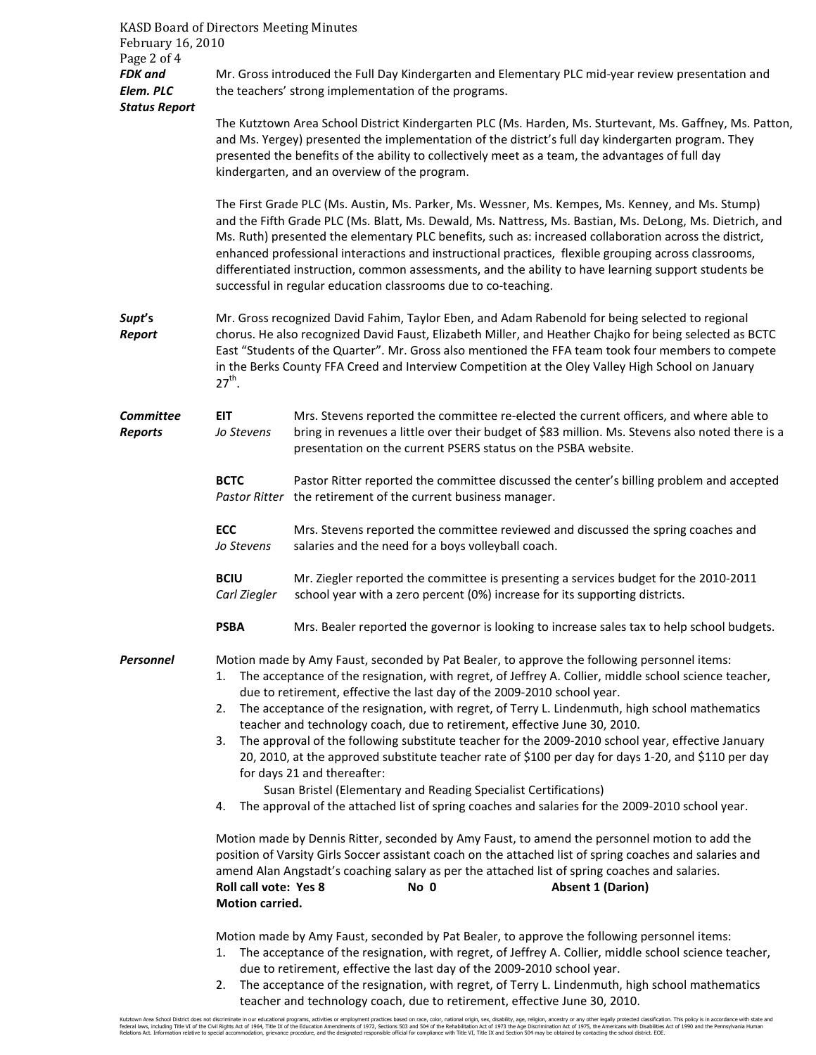***FDK and Elem. PLC Status Report***

Mr. Gross introduced the Full Day Kindergarten and Elementary PLC mid-year review presentation and the teachers' strong implementation of the programs.

The Kutztown Area School District Kindergarten PLC (Ms. Harden, Ms. Sturtevant, Ms. Gaffney, Ms. Patton, and Ms. Yergey) presented the implementation of the district's full day kindergarten program. They presented the benefits of the ability to collectively meet as a team, the advantages of full day kindergarten, and an overview of the program.

The First Grade PLC (Ms. Austin, Ms. Parker, Ms. Wessner, Ms. Kempes, Ms. Kenney, and Ms. Stump) and the Fifth Grade PLC (Ms. Blatt, Ms. Dewald, Ms. Nattress, Ms. Bastian, Ms. DeLong, Ms. Dietrich, and Ms. Ruth) presented the elementary PLC benefits, such as: increased collaboration across the district, enhanced professional interactions and instructional practices, flexible grouping across classrooms, differentiated instruction, common assessments, and the ability to have learning support students be successful in regular education classrooms due to co-teaching.

***Supt's Report***

Mr. Gross recognized David Fahim, Taylor Eben, and Adam Rabenold for being selected to regional chorus. He also recognized David Faust, Elizabeth Miller, and Heather Chajko for being selected as BCTC East "Students of the Quarter". Mr. Gross also mentioned the FFA team took four members to compete in the Berks County FFA Creed and Interview Competition at the Oley Valley High School on January 27th.

***Committee Reports***

**EIT** *Jo Stevens* — Mrs. Stevens reported the committee re-elected the current officers, and where able to bring in revenues a little over their budget of $83 million. Ms. Stevens also noted there is a presentation on the current PSERS status on the PSBA website.

**BCTC** *Pastor Ritter* — Pastor Ritter reported the committee discussed the center's billing problem and accepted the retirement of the current business manager.

**ECC** *Jo Stevens* — Mrs. Stevens reported the committee reviewed and discussed the spring coaches and salaries and the need for a boys volleyball coach.

**BCIU** *Carl Ziegler* — Mr. Ziegler reported the committee is presenting a services budget for the 2010-2011 school year with a zero percent (0%) increase for its supporting districts.

**PSBA** — Mrs. Bealer reported the governor is looking to increase sales tax to help school budgets.

***Personnel***

Motion made by Amy Faust, seconded by Pat Bealer, to approve the following personnel items:

1. The acceptance of the resignation, with regret, of Jeffrey A. Collier, middle school science teacher, due to retirement, effective the last day of the 2009-2010 school year.
2. The acceptance of the resignation, with regret, of Terry L. Lindenmuth, high school mathematics teacher and technology coach, due to retirement, effective June 30, 2010.
3. The approval of the following substitute teacher for the 2009-2010 school year, effective January 20, 2010, at the approved substitute teacher rate of $100 per day for days 1-20, and $110 per day for days 21 and thereafter:
   Susan Bristel (Elementary and Reading Specialist Certifications)
4. The approval of the attached list of spring coaches and salaries for the 2009-2010 school year.

Motion made by Dennis Ritter, seconded by Amy Faust, to amend the personnel motion to add the position of Varsity Girls Soccer assistant coach on the attached list of spring coaches and salaries and amend Alan Angstadt's coaching salary as per the attached list of spring coaches and salaries.

**Roll call vote: Yes 8 No 0 Absent 1 (Darion)**
**Motion carried.**

Motion made by Amy Faust, seconded by Pat Bealer, to approve the following personnel items:

1. The acceptance of the resignation, with regret, of Jeffrey A. Collier, middle school science teacher, due to retirement, effective the last day of the 2009-2010 school year.
2. The acceptance of the resignation, with regret, of Terry L. Lindenmuth, high school mathematics teacher and technology coach, due to retirement, effective June 30, 2010.

Kutztown Area School District does not discriminate in our educational programs, activities or employment practices based on race, color, national origin, sex, disability, age, religion, ancestry or any other legally protected classification. This policy is in accordance with state and federal laws, including Title VI of the Civil Rights Act of 1964, Title IX of the Education Amendments of 1972, Sections 503 and 504 of the Rehabilitation Act of 1973 the Age Discrimination Act of 1975, the Americans with Disabilities Act of 1990 and the Pennsylvania Human Relations Act. Information relative to special accommodation, grievance procedure, and the designated responsible official for compliance with Title VI, Title IX and Section 504 may be obtained by contacting the school district. EOE.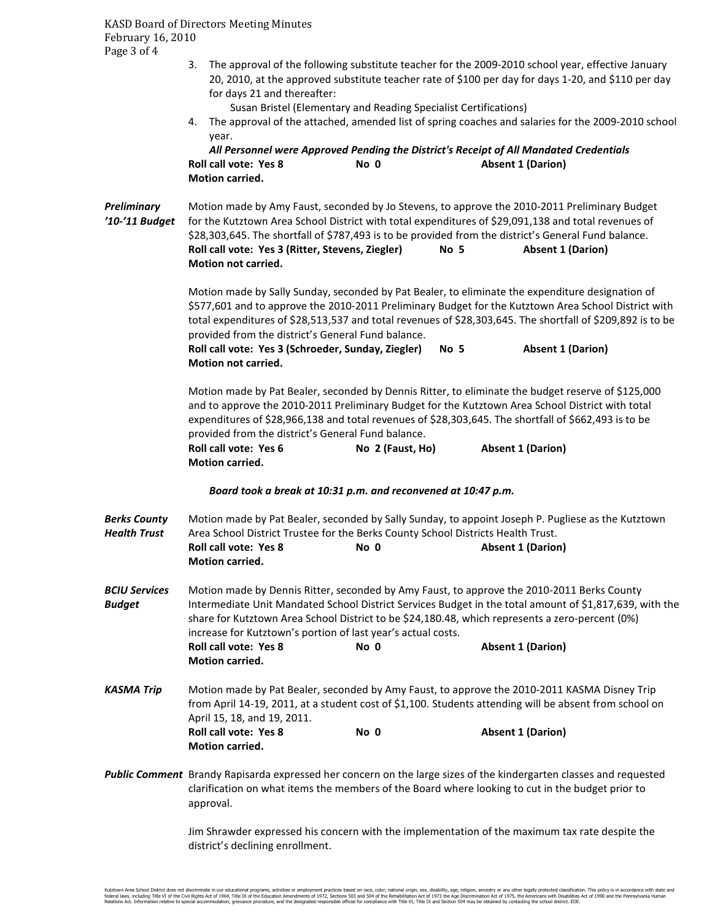3. The approval of the following substitute teacher for the 2009-2010 school year, effective January 20, 2010, at the approved substitute teacher rate of \$100 per day for days 1-20, and \$110 per day for days 21 and thereafter:
   Susan Bristel (Elementary and Reading Specialist Certifications)
4. The approval of the attached, amended list of spring coaches and salaries for the 2009-2010 school year.

***All Personnel were Approved Pending the District's Receipt of All Mandated Credentials***

**Roll call vote: Yes 8 No 0 Absent 1 (Darion)**
**Motion carried.**

***Preliminary '10-'11 Budget***

Motion made by Amy Faust, seconded by Jo Stevens, to approve the 2010-2011 Preliminary Budget for the Kutztown Area School District with total expenditures of \$29,091,138 and total revenues of \$28,303,645. The shortfall of \$787,493 is to be provided from the district's General Fund balance.
**Roll call vote: Yes 3 (Ritter, Stevens, Ziegler) No 5 Absent 1 (Darion)**
**Motion not carried.**

Motion made by Sally Sunday, seconded by Pat Bealer, to eliminate the expenditure designation of \$577,601 and to approve the 2010-2011 Preliminary Budget for the Kutztown Area School District with total expenditures of \$28,513,537 and total revenues of \$28,303,645. The shortfall of \$209,892 is to be provided from the district's General Fund balance.
**Roll call vote: Yes 3 (Schroeder, Sunday, Ziegler) No 5 Absent 1 (Darion)**
**Motion not carried.**

Motion made by Pat Bealer, seconded by Dennis Ritter, to eliminate the budget reserve of \$125,000 and to approve the 2010-2011 Preliminary Budget for the Kutztown Area School District with total expenditures of \$28,966,138 and total revenues of \$28,303,645. The shortfall of \$662,493 is to be provided from the district's General Fund balance.
**Roll call vote: Yes 6 No 2 (Faust, Ho) Absent 1 (Darion)**
**Motion carried.**

***Board took a break at 10:31 p.m. and reconvened at 10:47 p.m.***

***Berks County Health Trust***

Motion made by Pat Bealer, seconded by Sally Sunday, to appoint Joseph P. Pugliese as the Kutztown Area School District Trustee for the Berks County School Districts Health Trust.
**Roll call vote: Yes 8 No 0 Absent 1 (Darion)**
**Motion carried.**

***BCIU Services Budget***

Motion made by Dennis Ritter, seconded by Amy Faust, to approve the 2010-2011 Berks County Intermediate Unit Mandated School District Services Budget in the total amount of \$1,817,639, with the share for Kutztown Area School District to be \$24,180.48, which represents a zero-percent (0%) increase for Kutztown's portion of last year's actual costs.
**Roll call vote: Yes 8 No 0 Absent 1 (Darion)**
**Motion carried.**

***KASMA Trip***

Motion made by Pat Bealer, seconded by Amy Faust, to approve the 2010-2011 KASMA Disney Trip from April 14-19, 2011, at a student cost of \$1,100. Students attending will be absent from school on April 15, 18, and 19, 2011.
**Roll call vote: Yes 8 No 0 Absent 1 (Darion)**
**Motion carried.**

***Public Comment***

Brandy Rapisarda expressed her concern on the large sizes of the kindergarten classes and requested clarification on what items the members of the Board where looking to cut in the budget prior to approval.

Jim Shrawder expressed his concern with the implementation of the maximum tax rate despite the district's declining enrollment.

Kutztown Area School District does not discriminate in our educational programs, activities or employment practices based on race, color, national origin, sex, disability, age, religion, ancestry or any other legally protected classification. This policy is in accordance with state and federal laws, including Title VI of the Civil Rights Act of 1964, Title IX of the Education Amendments of 1972, Sections 503 and 504 of the Rehabilitation Act of 1973 the Age Discrimination Act of 1975, the Americans with Disabilities Act of 1990 and the Pennsylvania Human Relations Act. Information relative to special accommodation, grievance procedure, and the designated responsible official for compliance with Title VI, Title IX and Section 504 may be obtained by contacting the school district. EOE.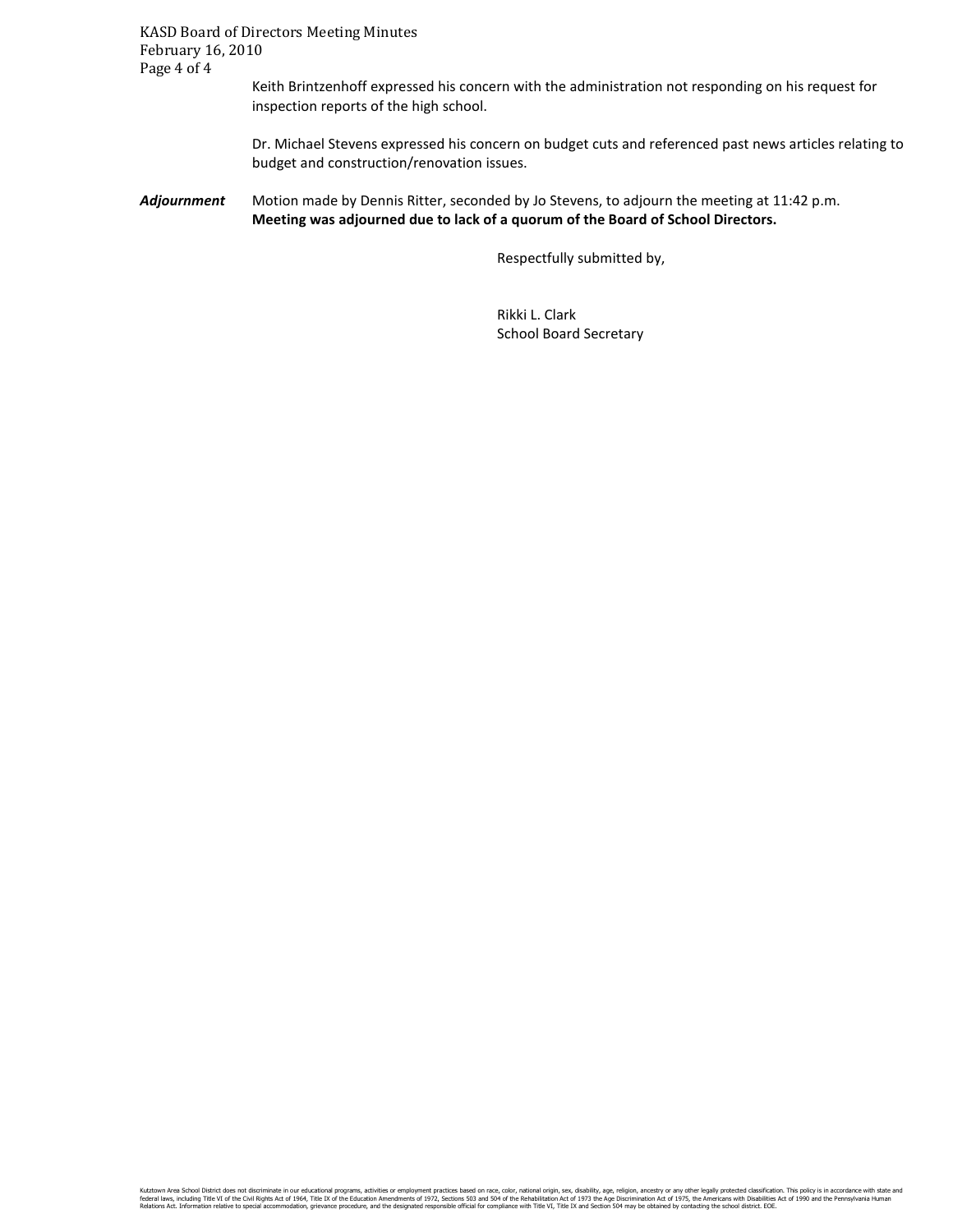Keith Brintzenhoff expressed his concern with the administration not responding on his request for inspection reports of the high school.

Dr. Michael Stevens expressed his concern on budget cuts and referenced past news articles relating to budget and construction/renovation issues.

***Adjournment*** Motion made by Dennis Ritter, seconded by Jo Stevens, to adjourn the meeting at 11:42 p.m. **Meeting was adjourned due to lack of a quorum of the Board of School Directors.**

Respectfully submitted by,

Rikki L. Clark
School Board Secretary

Kutztown Area School District does not discriminate in our educational programs, activities or employment practices based on race, color, national origin, sex, disability, age, religion, ancestry or any other legally protected classification. This policy is in accordance with state and federal laws, including Title VI of the Civil Rights Act of 1964, Title IX of the Education Amendments of 1972, Sections 503 and 504 of the Rehabilitation Act of 1973 the Age Discrimination Act of 1975, the Americans with Disabilities Act of 1990 and the Pennsylvania Human Relations Act. Information relative to special accommodation, grievance procedure, and the designated responsible official for compliance with Title VI, Title IX and Section 504 may be obtained by contacting the school district. EOE.